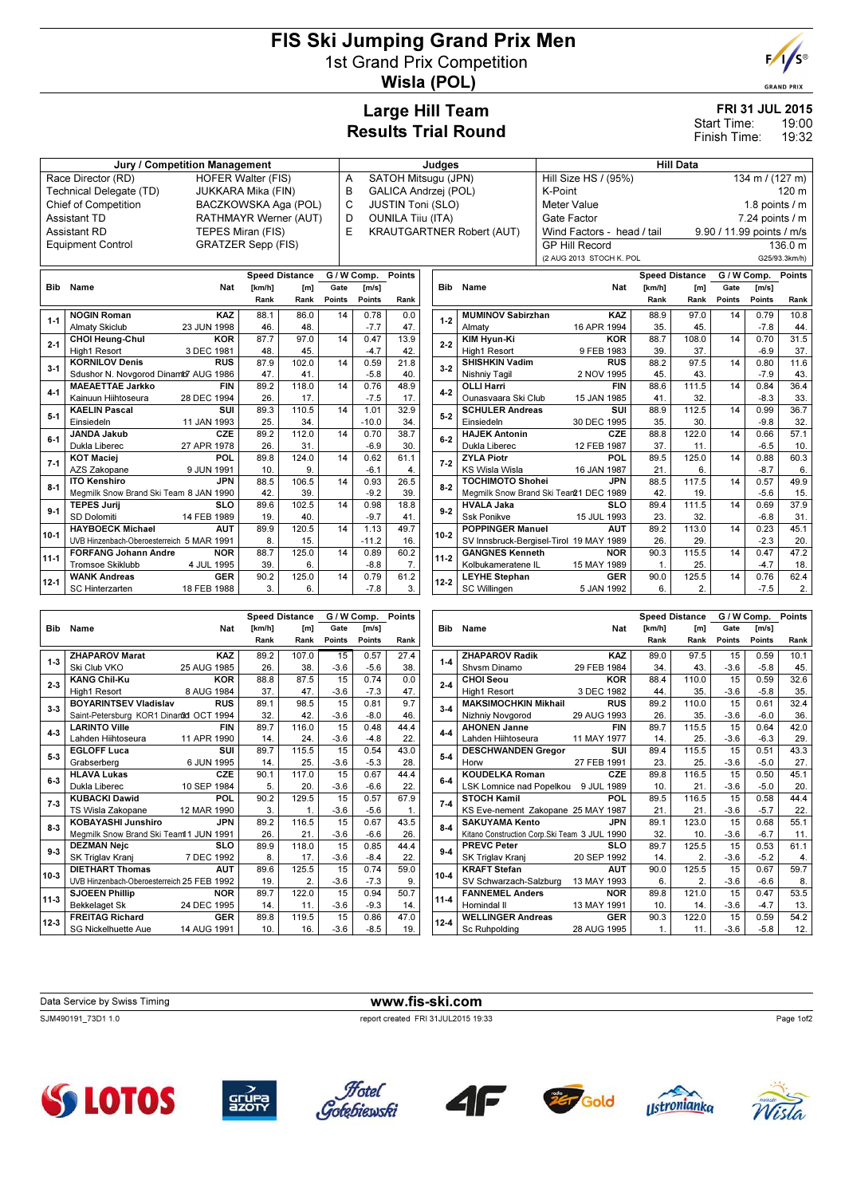# FIS Ski Jumping Grand Prix Men

1st Grand Prix Competition

**Wisla (POL)**

## Large Hill Team
## Results Trial Round

**FRI 31 JUL 2015**
Start Time: 19:00
Finish Time: 19:32

| Jury / Competition Management | | Judges | | Hill Data | |
|---|---|---|---|---|---|
| Race Director (RD) | HOFER Walter (FIS) | A | SATOH Mitsugu (JPN) | Hill Size HS / (95%) | 134 m / (127 m) |
| Technical Delegate (TD) | JUKKARA Mika (FIN) | B | GALICA Andrzej (POL) | K-Point | 120 m |
| Chief of Competition | BACZKOWSKA Aga (POL) | C | JUSTIN Toni (SLO) | Meter Value | 1.8 points / m |
| Assistant TD | RATHMAYR Werner (AUT) | D | OUNILA Tiiu (ITA) | Gate Factor | 7.24 points / m |
| Assistant RD | TEPES Miran (FIS) | E | KRAUTGARTNER Robert (AUT) | Wind Factors - head / tail | 9.90 / 11.99 points / m/s |
| Equipment Control | GRATZER Sepp (FIS) | | | GP Hill Record | 136.0 m |
| | | | | (2 AUG 2013 STOCH K. POL | G25/93.3km/h) |

| Bib | Name | Nat | Speed [km/h] | Speed Rank | Distance [m] | Distance Rank | Gate | Gate Points | [m/s] | Wind Points | Points | Rank |
|---|---|---|---|---|---|---|---|---|---|---|---|---|
| 1-1 | NOGIN Roman / Almaty Skiclub | KAZ / 23 JUN 1998 | 88.1 | 46. | 86.0 | 48. | 14 | | 0.78 | -7.7 | 0.0 | 47. |
| 2-1 | CHOI Heung-Chul / High1 Resort | KOR / 3 DEC 1981 | 87.7 | 48. | 97.0 | 45. | 14 | | 0.47 | -4.7 | 13.9 | 42. |
| 3-1 | KORNILOV Denis / Sdushor N. Novgorod Dinamo | RUS / 17 AUG 1986 | 87.9 | 47. | 102.0 | 41. | 14 | | 0.59 | -5.8 | 21.8 | 40. |
| 4-1 | MAEAETTAE Jarkko / Kainuun Hiihtoseura | FIN / 28 DEC 1994 | 89.2 | 26. | 118.0 | 17. | 14 | | 0.76 | -7.5 | 48.9 | 17. |
| 5-1 | KAELIN Pascal / Einsiedeln | SUI / 11 JAN 1993 | 89.3 | 25. | 110.5 | 34. | 14 | | 1.01 | -10.0 | 32.9 | 34. |
| 6-1 | JANDA Jakub / Dukla Liberec | CZE / 27 APR 1978 | 89.2 | 26. | 112.0 | 31. | 14 | | 0.70 | -6.9 | 38.7 | 30. |
| 7-1 | KOT Maciej / AZS Zakopane | POL / 9 JUN 1991 | 89.8 | 10. | 124.0 | 9. | 14 | | 0.62 | -6.1 | 61.1 | 4. |
| 8-1 | ITO Kenshiro / Megmilk Snow Brand Ski Team | JPN / 8 JAN 1990 | 88.5 | 42. | 106.5 | 39. | 14 | | 0.93 | -9.2 | 26.5 | 39. |
| 9-1 | TEPES Jurij / SD Dolomiti | SLO / 14 FEB 1989 | 89.6 | 19. | 102.5 | 40. | 14 | | 0.98 | -9.7 | 18.8 | 41. |
| 10-1 | HAYBOECK Michael / UVB Hinzenbach-Oberoesterreich | AUT / 5 MAR 1991 | 89.9 | 8. | 120.5 | 15. | 14 | | 1.13 | -11.2 | 49.7 | 16. |
| 11-1 | FORFANG Johann Andre / Tromsoe Skiklubb | NOR / 4 JUL 1995 | 88.7 | 39. | 125.0 | 6. | 14 | | 0.89 | -8.8 | 60.2 | 5. |
| 12-1 | WANK Andreas / SC Hinterzarten | GER / 18 FEB 1988 | 90.2 | 3. | 125.0 | 6. | 14 | | 0.79 | -7.8 | 61.2 | 3. |
| 1-2 | MUMINOV Sabirzhan / Almaty | KAZ / 16 APR 1994 | 88.9 | 35. | 97.0 | 45. | 14 | | 0.79 | -7.8 | 10.8 | 44. |
| 2-2 | KIM Hyun-Ki / High1 Resort | KOR / 9 FEB 1983 | 88.7 | 39. | 108.0 | 37. | 14 | | 0.70 | -6.9 | 31.5 | 37. |
| 3-2 | SHISHKIN Vadim / Nishniy Tagil | RUS / 2 NOV 1995 | 88.2 | 45. | 97.5 | 43. | 14 | | 0.80 | -7.9 | 11.6 | 43. |
| 4-2 | OLLI Harri / Ounasvaara Ski Club | FIN / 15 JAN 1985 | 88.6 | 41. | 111.5 | 32. | 14 | | 0.84 | -8.3 | 36.4 | 33. |
| 5-2 | SCHULER Andreas / Einsiedeln | SUI / 30 DEC 1995 | 88.9 | 35. | 112.5 | 30. | 14 | | 0.99 | -9.8 | 36.7 | 32. |
| 6-2 | HAJEK Antonin / Dukla Liberec | CZE / 12 FEB 1987 | 88.8 | 37. | 122.0 | 11. | 14 | | 0.66 | -6.5 | 57.1 | 10. |
| 7-2 | ZYLA Piotr / KS Wisla Wisla | POL / 16 JAN 1987 | 89.5 | 21. | 125.0 | 6. | 14 | | 0.88 | -8.7 | 60.3 | 6. |
| 8-2 | TOCHIMOTO Shohei / Megmilk Snow Brand Ski Team | JPN / 21 DEC 1989 | 88.5 | 42. | 117.5 | 19. | 14 | | 0.57 | -5.6 | 49.9 | 15. |
| 9-2 | HVALA Jaka / Ssk Ponikve | SLO / 15 JUL 1993 | 89.4 | 23. | 111.5 | 32. | 14 | | 0.69 | -6.8 | 37.9 | 31. |
| 10-2 | POPPINGER Manuel / SV Innsbruck-Bergisel-Tirol | AUT / 19 MAY 1989 | 89.2 | 26. | 113.0 | 29. | 14 | | 0.23 | -2.3 | 45.1 | 20. |
| 11-2 | GANGNES Kenneth / Kolbukameratene IL | NOR / 15 MAY 1989 | 90.3 | 1. | 115.5 | 25. | 14 | | 0.47 | -4.7 | 47.2 | 18. |
| 12-2 | LEYHE Stephan / SC Willingen | GER / 5 JAN 1992 | 90.0 | 6. | 125.5 | 2. | 14 | | 0.76 | -7.5 | 62.4 | 2. |
| 1-3 | ZHAPAROV Marat / Ski Club VKO | KAZ / 25 AUG 1985 | 89.2 | 26. | 107.0 | 38. | 15 | -3.6 | 0.57 | -5.6 | 27.4 | 38. |
| 2-3 | KANG Chil-Ku / High1 Resort | KOR / 8 AUG 1984 | 88.8 | 37. | 87.5 | 47. | 15 | -3.6 | 0.74 | -7.3 | 0.0 | 47. |
| 3-3 | BOYARINTSEV Vladislav / Saint-Petersburg KOR1 Dinamo | RUS / 31 OCT 1994 | 89.1 | 32. | 98.5 | 42. | 15 | -3.6 | 0.81 | -8.0 | 9.7 | 46. |
| 4-3 | LARINTO Ville / Lahden Hiihtoseura | FIN / 11 APR 1990 | 89.7 | 14. | 116.0 | 24. | 15 | -3.6 | 0.48 | -4.8 | 44.4 | 22. |
| 5-3 | EGLOFF Luca / Grabserberg | SUI / 6 JUN 1995 | 89.7 | 14. | 115.5 | 25. | 15 | -3.6 | 0.54 | -5.3 | 43.0 | 28. |
| 6-3 | HLAVA Lukas / Dukla Liberec | CZE / 10 SEP 1984 | 90.1 | 5. | 117.0 | 20. | 15 | -3.6 | 0.67 | -6.6 | 44.4 | 22. |
| 7-3 | KUBACKI Dawid / TS Wisla Zakopane | POL / 12 MAR 1990 | 90.2 | 3. | 129.5 | 1. | 15 | -3.6 | 0.57 | -5.6 | 67.9 | 1. |
| 8-3 | KOBAYASHI Junshiro / Megmilk Snow Brand Ski Team | JPN / 11 JUN 1991 | 89.2 | 26. | 116.5 | 21. | 15 | -3.6 | 0.67 | -6.6 | 43.5 | 26. |
| 9-3 | DEZMAN Nejc / SK Triglav Kranj | SLO / 7 DEC 1992 | 89.9 | 8. | 118.0 | 17. | 15 | -3.6 | 0.85 | -8.4 | 44.4 | 22. |
| 10-3 | DIETHART Thomas / UVB Hinzenbach-Oberoesterreich | AUT / 25 FEB 1992 | 89.6 | 19. | 125.5 | 2. | 15 | -3.6 | 0.74 | -7.3 | 59.0 | 9. |
| 11-3 | SJOEEN Phillip / Bekkelaget Sk | NOR / 24 DEC 1995 | 89.7 | 14. | 122.0 | 11. | 15 | -3.6 | 0.94 | -9.3 | 50.7 | 14. |
| 12-3 | FREITAG Richard / SG Nickelhuette Aue | GER / 14 AUG 1991 | 89.8 | 10. | 119.5 | 16. | 15 | -3.6 | 0.86 | -8.5 | 47.0 | 19. |
| 1-4 | ZHAPAROV Radik / Shvsm Dinamo | KAZ / 29 FEB 1984 | 89.0 | 34. | 97.5 | 43. | 15 | -3.6 | 0.59 | -5.8 | 10.1 | 45. |
| 2-4 | CHOI Seou / High1 Resort | KOR / 3 DEC 1982 | 88.4 | 44. | 110.0 | 35. | 15 | -3.6 | 0.59 | -5.8 | 32.6 | 35. |
| 3-4 | MAKSIMOCHKIN Mikhail / Nizhniy Novgorod | RUS / 29 AUG 1993 | 89.2 | 26. | 110.0 | 35. | 15 | -3.6 | 0.61 | -6.0 | 32.4 | 36. |
| 4-4 | AHONEN Janne / Lahden Hiihtoseura | FIN / 11 MAY 1977 | 89.7 | 14. | 115.5 | 25. | 15 | -3.6 | 0.64 | -6.3 | 42.0 | 29. |
| 5-4 | DESCHWANDEN Gregor / Horw | SUI / 27 FEB 1991 | 89.4 | 23. | 115.5 | 25. | 15 | -3.6 | 0.51 | -5.0 | 43.3 | 27. |
| 6-4 | KOUDELKA Roman / LSK Lomnice nad Popelkou | CZE / 9 JUL 1989 | 89.8 | 10. | 116.5 | 21. | 15 | -3.6 | 0.50 | -5.0 | 45.1 | 20. |
| 7-4 | STOCH Kamil / KS Eve-nement Zakopane | POL / 25 MAY 1987 | 89.5 | 21. | 116.5 | 21. | 15 | -3.6 | 0.58 | -5.7 | 44.4 | 22. |
| 8-4 | SAKUYAMA Kento / Kitano Construction Corp.Ski Team | JPN / 3 JUL 1990 | 89.1 | 32. | 123.0 | 10. | 15 | -3.6 | 0.68 | -6.7 | 55.1 | 11. |
| 9-4 | PREVC Peter / SK Triglav Kranj | SLO / 20 SEP 1992 | 89.7 | 14. | 125.5 | 2. | 15 | -3.6 | 0.53 | -5.2 | 61.1 | 4. |
| 10-4 | KRAFT Stefan / SV Schwarzach-Salzburg | AUT / 13 MAY 1993 | 90.0 | 6. | 125.5 | 2. | 15 | -3.6 | 0.67 | -6.6 | 59.7 | 8. |
| 11-4 | FANNEMEL Anders / Hornindal Il | NOR / 13 MAY 1991 | 89.8 | 10. | 121.0 | 14. | 15 | -3.6 | 0.47 | -4.7 | 53.5 | 13. |
| 12-4 | WELLINGER Andreas / Sc Ruhpolding | GER / 28 AUG 1995 | 90.3 | 1. | 122.0 | 11. | 15 | -3.6 | 0.59 | -5.8 | 54.2 | 12. |

Data Service by Swiss Timing

www.fis-ski.com

SJM490191_73D1 1.0 — report created FRI 31JUL2015 19:33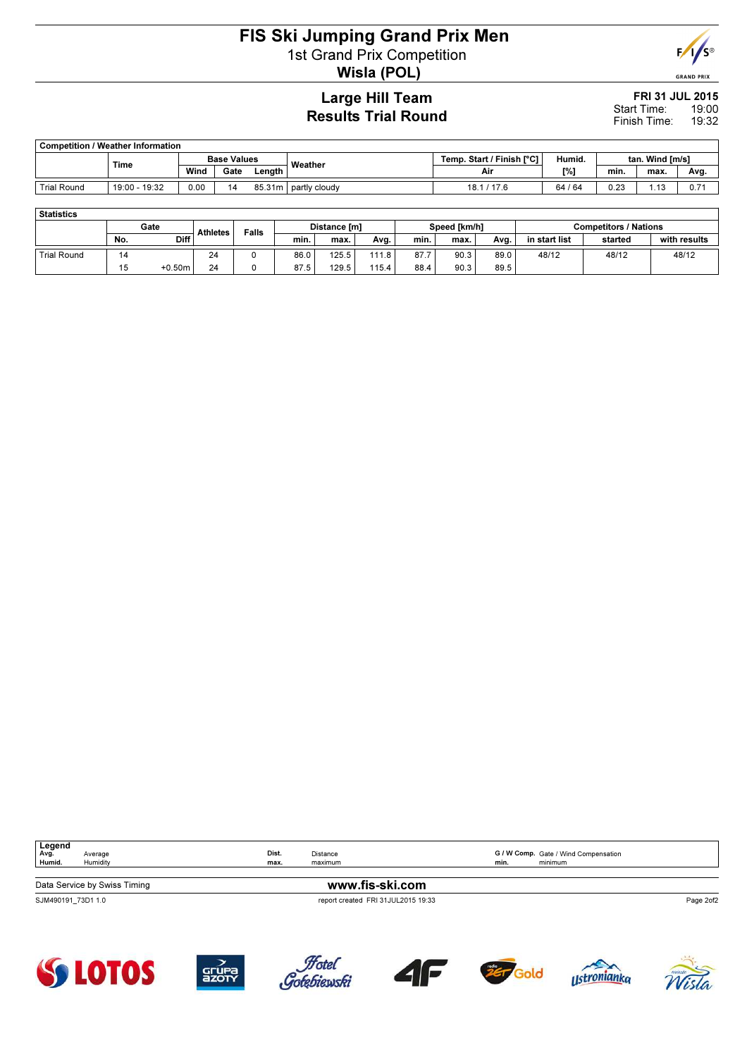# FIS Ski Jumping Grand Prix Men

## 1st Grand Prix Competition

## Wisla (POL)

## Large Hill Team
## Results Trial Round

**FRI 31 JUL 2015**
Start Time: 19:00
Finish Time: 19:32

**Competition / Weather Information**

| | Time | Base Values | | | Weather | Temp. Start / Finish [°C] | Humid. | tan. Wind [m/s] | | |
|---|---|---|---|---|---|---|---|---|---|---|
| | | Wind | Gate | Length | | Air | [%] | min. | max. | Avg. |
| Trial Round | 19:00 - 19:32 | 0.00 | 14 | 85.31m | partly cloudy | 18.1 / 17.6 | 64 / 64 | 0.23 | 1.13 | 0.71 |

**Statistics**

| | Gate | | Athletes | Falls | Distance [m] | | | Speed [km/h] | | | Competitors / Nations | | |
|---|---|---|---|---|---|---|---|---|---|---|---|---|---|
| | No. | Diff | | | min. | max. | Avg. | min. | max. | Avg. | in start list | started | with results |
| Trial Round | 14 | | 24 | 0 | 86.0 | 125.5 | 111.8 | 87.7 | 90.3 | 89.0 | 48/12 | 48/12 | 48/12 |
| | 15 | +0.50m | 24 | 0 | 87.5 | 129.5 | 115.4 | 88.4 | 90.3 | 89.5 | | | |

**Legend**

| | | | | | |
|---|---|---|---|---|---|
| Avg. | Average | Dist. | Distance | G / W Comp. | Gate / Wind Compensation |
| Humid. | Humidity | max. | maximum | min. | minimum |

Data Service by Swiss Timing
www.fis-ski.com
SJM490191_73D1 1.0
report created FRI 31JUL2015 19:33